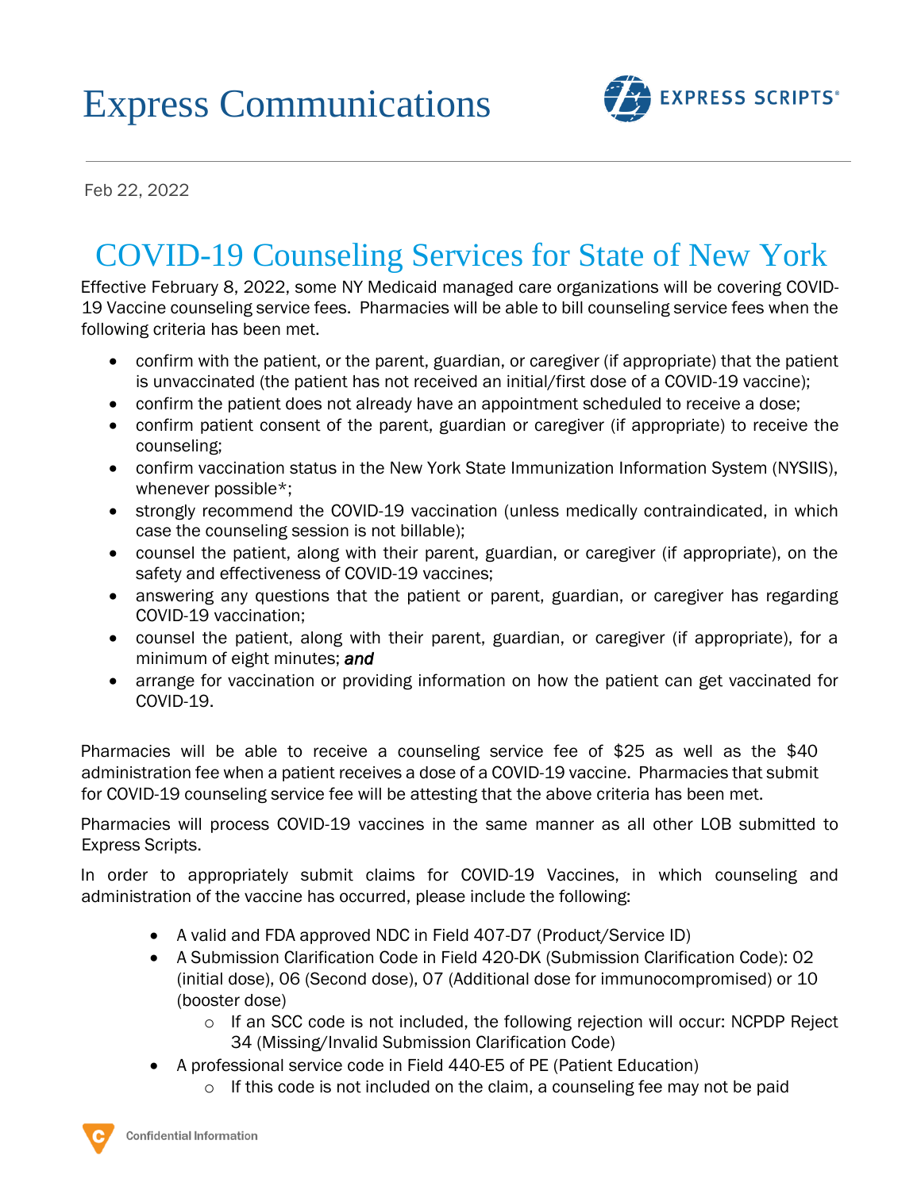# Express Communications

Feb 22, 2022

## COVID-19 Counseling Services for State of New York

Effective February 8, 2022, some NY Medicaid managed care organizations will be covering COVID-19 Vaccine counseling service fees. Pharmacies will be able to bill counseling service fees when the following criteria has been met.

- confirm with the patient, or the parent, guardian, or caregiver (if appropriate) that the patient is unvaccinated (the patient has not received an initial/first dose of a COVID-19 vaccine);
- confirm the patient does not already have an appointment scheduled to receive a dose;
- confirm patient consent of the parent, guardian or caregiver (if appropriate) to receive the counseling;
- confirm vaccination status in the New York State Immunization Information System (NYSIIS), whenever possible*;
- strongly recommend the COVID-19 vaccination (unless medically contraindicated, in which case the counseling session is not billable);
- counsel the patient, along with their parent, guardian, or caregiver (if appropriate), on the safety and effectiveness of COVID-19 vaccines;
- answering any questions that the patient or parent, guardian, or caregiver has regarding COVID-19 vaccination;
- counsel the patient, along with their parent, guardian, or caregiver (if appropriate), for a minimum of eight minutes; ***and***
- arrange for vaccination or providing information on how the patient can get vaccinated for COVID-19.

Pharmacies will be able to receive a counseling service fee of $25 as well as the $40 administration fee when a patient receives a dose of a COVID-19 vaccine. Pharmacies that submit for COVID-19 counseling service fee will be attesting that the above criteria has been met.

Pharmacies will process COVID-19 vaccines in the same manner as all other LOB submitted to Express Scripts.

In order to appropriately submit claims for COVID-19 Vaccines, in which counseling and administration of the vaccine has occurred, please include the following:

- A valid and FDA approved NDC in Field 407-D7 (Product/Service ID)
- A Submission Clarification Code in Field 420-DK (Submission Clarification Code): 02 (initial dose), 06 (Second dose), 07 (Additional dose for immunocompromised) or 10 (booster dose)
  - If an SCC code is not included, the following rejection will occur: NCPDP Reject 34 (Missing/Invalid Submission Clarification Code)
- A professional service code in Field 440-E5 of PE (Patient Education)
  - If this code is not included on the claim, a counseling fee may not be paid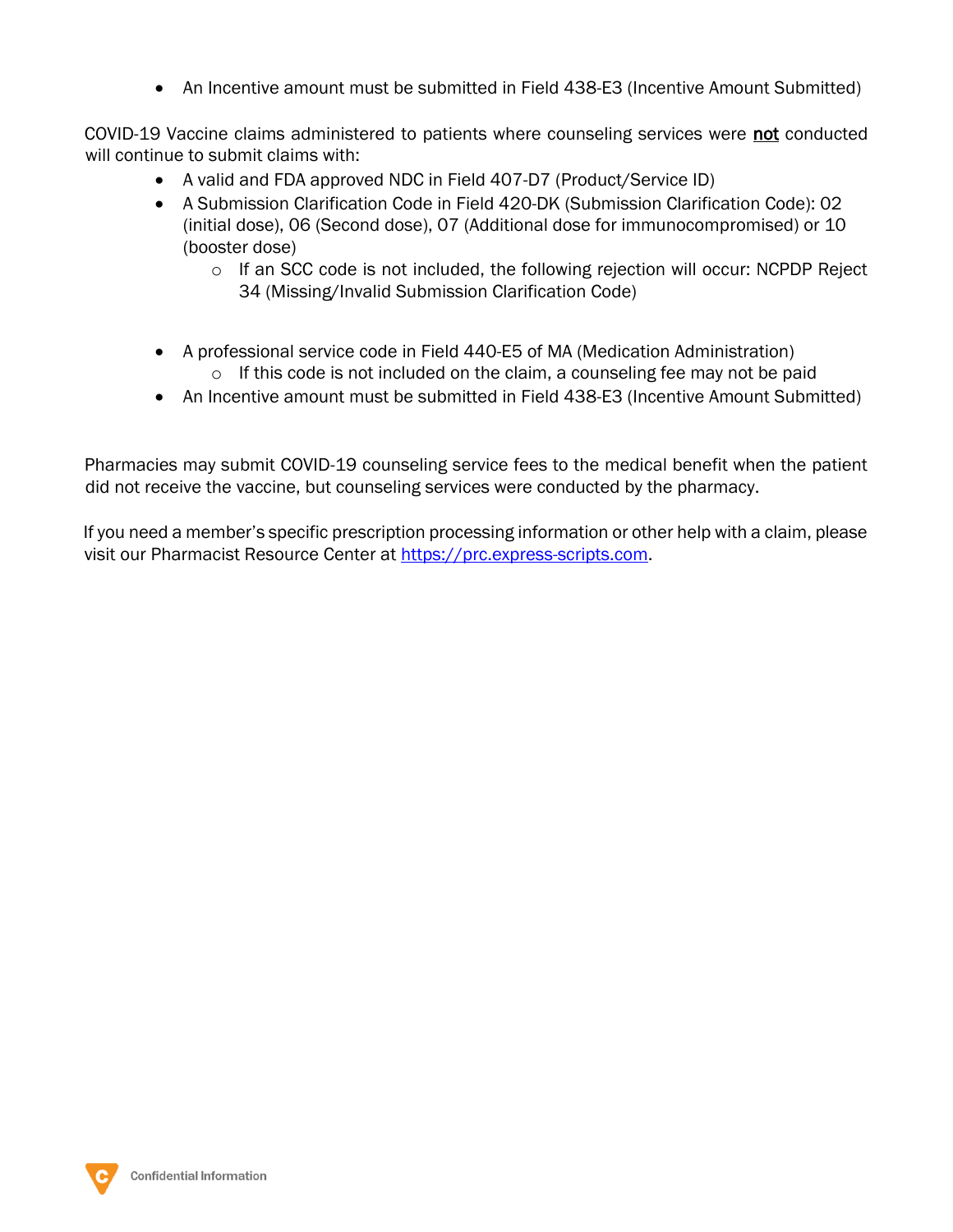- An Incentive amount must be submitted in Field 438-E3 (Incentive Amount Submitted)

COVID-19 Vaccine claims administered to patients where counseling services were **not** conducted will continue to submit claims with:

- A valid and FDA approved NDC in Field 407-D7 (Product/Service ID)
- A Submission Clarification Code in Field 420-DK (Submission Clarification Code): 02 (initial dose), 06 (Second dose), 07 (Additional dose for immunocompromised) or 10 (booster dose)
  - If an SCC code is not included, the following rejection will occur: NCPDP Reject 34 (Missing/Invalid Submission Clarification Code)

- A professional service code in Field 440-E5 of MA (Medication Administration)
  - If this code is not included on the claim, a counseling fee may not be paid
- An Incentive amount must be submitted in Field 438-E3 (Incentive Amount Submitted)

Pharmacies may submit COVID-19 counseling service fees to the medical benefit when the patient did not receive the vaccine, but counseling services were conducted by the pharmacy.

If you need a member's specific prescription processing information or other help with a claim, please visit our Pharmacist Resource Center at https://prc.express-scripts.com.